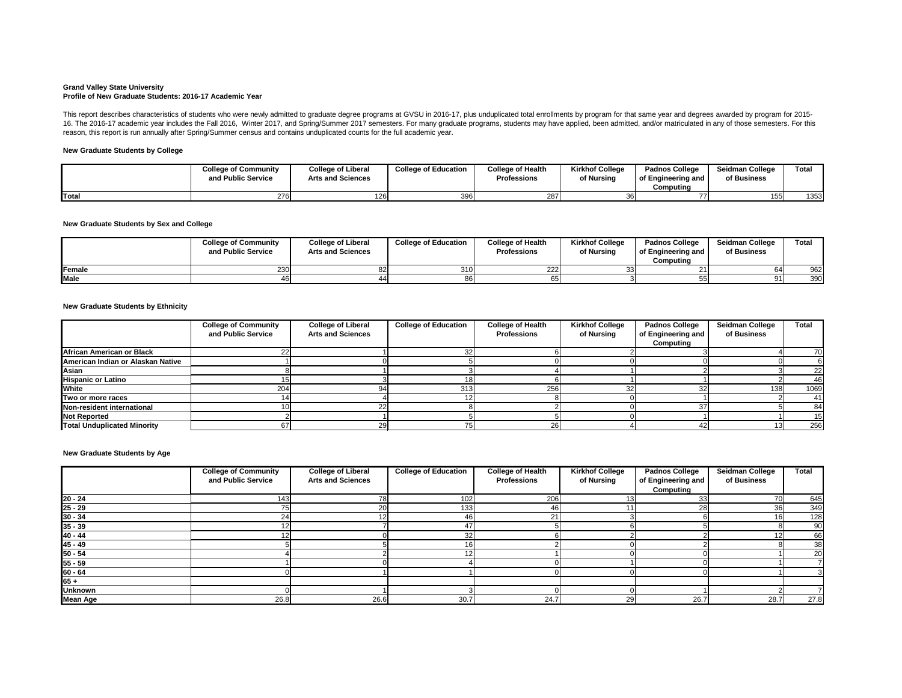**Grand Valley State University**
**Profile of New Graduate Students: 2016-17 Academic Year**

This report describes characteristics of students who were newly admitted to graduate degree programs at GVSU in 2016-17, plus unduplicated total enrollments by program for that same year and degrees awarded by program for 2015-16. The 2016-17 academic year includes the Fall 2016, Winter 2017, and Spring/Summer 2017 semesters. For many graduate programs, students may have applied, been admitted, and/or matriculated in any of those semesters. For this reason, this report is run annually after Spring/Summer census and contains unduplicated counts for the full academic year.

**New Graduate Students by College**

| | College of Community and Public Service | College of Liberal Arts and Sciences | College of Education | College of Health Professions | Kirkhof College of Nursing | Padnos College of Engineering and Computing | Seidman College of Business | Total |
|---|---|---|---|---|---|---|---|---|
| **Total** | 276 | 126 | 396 | 287 | 36 | 77 | 155 | 1353 |

**New Graduate Students by Sex and College**

| | College of Community and Public Service | College of Liberal Arts and Sciences | College of Education | College of Health Professions | Kirkhof College of Nursing | Padnos College of Engineering and Computing | Seidman College of Business | Total |
|---|---|---|---|---|---|---|---|---|
| **Female** | 230 | 82 | 310 | 222 | 33 | 21 | 64 | 962 |
| **Male** | 46 | 44 | 86 | 65 | 3 | 55 | 91 | 390 |

**New Graduate Students by Ethnicity**

| | College of Community and Public Service | College of Liberal Arts and Sciences | College of Education | College of Health Professions | Kirkhof College of Nursing | Padnos College of Engineering and Computing | Seidman College of Business | Total |
|---|---|---|---|---|---|---|---|---|
| **African American or Black** | 22 | 1 | 32 | 6 | 2 | 3 | 4 | 70 |
| **American Indian or Alaskan Native** | 1 | 0 | 5 | 0 | 0 | 0 | 0 | 6 |
| **Asian** | 8 | 1 | 3 | 4 | 1 | 2 | 3 | 22 |
| **Hispanic or Latino** | 15 | 3 | 18 | 6 | 1 | 1 | 2 | 46 |
| **White** | 204 | 94 | 313 | 256 | 32 | 32 | 138 | 1069 |
| **Two or more races** | 14 | 4 | 12 | 8 | 0 | 1 | 2 | 41 |
| **Non-resident international** | 10 | 22 | 8 | 2 | 0 | 37 | 5 | 84 |
| **Not Reported** | 2 | 1 | 5 | 5 | 0 | 1 | 1 | 15 |
| **Total Unduplicated Minority** | 67 | 29 | 75 | 26 | 4 | 42 | 13 | 256 |

**New Graduate Students by Age**

| | College of Community and Public Service | College of Liberal Arts and Sciences | College of Education | College of Health Professions | Kirkhof College of Nursing | Padnos College of Engineering and Computing | Seidman College of Business | Total |
|---|---|---|---|---|---|---|---|---|
| **20 - 24** | 143 | 78 | 102 | 206 | 13 | 33 | 70 | 645 |
| **25 - 29** | 75 | 20 | 133 | 46 | 11 | 28 | 36 | 349 |
| **30 - 34** | 24 | 12 | 46 | 21 | 3 | 6 | 16 | 128 |
| **35 - 39** | 12 | 7 | 47 | 5 | 6 | 5 | 8 | 90 |
| **40 - 44** | 12 | 0 | 32 | 6 | 2 | 2 | 12 | 66 |
| **45 - 49** | 5 | 5 | 16 | 2 | 0 | 2 | 8 | 38 |
| **50 - 54** | 4 | 2 | 12 | 1 | 0 | 0 | 1 | 20 |
| **55 - 59** | 1 | 0 | 4 | 0 | 1 | 0 | 1 | 7 |
| **60 - 64** | 0 | 1 | 1 | 0 | 0 | 0 | 1 | 3 |
| **65 +** | | | | | | | | |
| **Unknown** | 0 | 1 | 3 | 0 | 0 | 1 | 2 | 7 |
| **Mean Age** | 26.8 | 26.6 | 30.7 | 24.7 | 29 | 26.7 | 28.7 | 27.8 |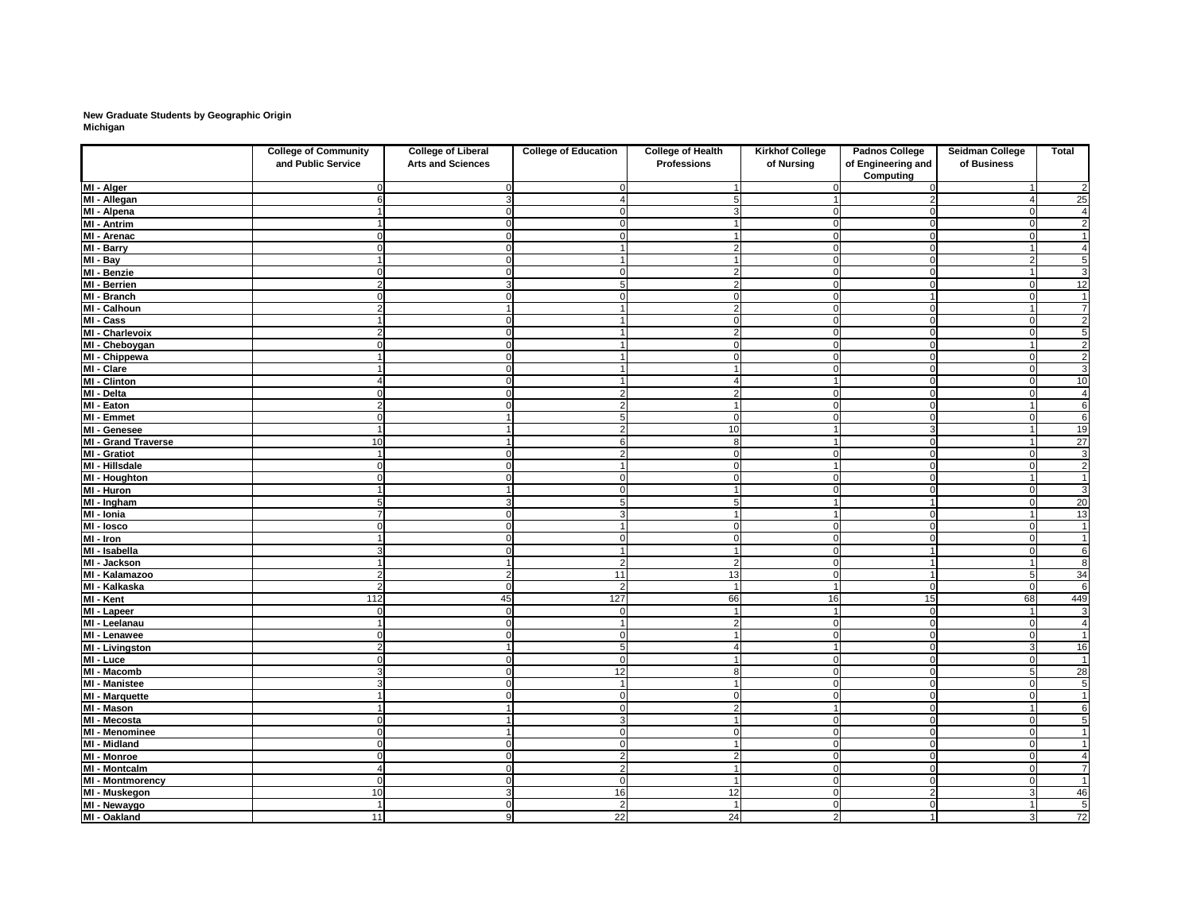**New Graduate Students by Geographic Origin**
**Michigan**

| | College of Community and Public Service | College of Liberal Arts and Sciences | College of Education | College of Health Professions | Kirkhof College of Nursing | Padnos College of Engineering and Computing | Seidman College of Business | Total |
|---|---|---|---|---|---|---|---|---|
| **MI - Alger** | 0 | 0 | 0 | 1 | 0 | 0 | 1 | 2 |
| **MI - Allegan** | 6 | 3 | 4 | 5 | 1 | 2 | 4 | 25 |
| **MI - Alpena** | 1 | 0 | 0 | 3 | 0 | 0 | 0 | 4 |
| **MI - Antrim** | 1 | 0 | 0 | 1 | 0 | 0 | 0 | 2 |
| **MI - Arenac** | 0 | 0 | 0 | 1 | 0 | 0 | 0 | 1 |
| **MI - Barry** | 0 | 0 | 1 | 2 | 0 | 0 | 1 | 4 |
| **MI - Bay** | 1 | 0 | 1 | 1 | 0 | 0 | 2 | 5 |
| **MI - Benzie** | 0 | 0 | 0 | 2 | 0 | 0 | 1 | 3 |
| **MI - Berrien** | 2 | 3 | 5 | 2 | 0 | 0 | 0 | 12 |
| **MI - Branch** | 0 | 0 | 0 | 0 | 0 | 1 | 0 | 1 |
| **MI - Calhoun** | 2 | 1 | 1 | 2 | 0 | 0 | 1 | 7 |
| **MI - Cass** | 1 | 0 | 1 | 0 | 0 | 0 | 0 | 2 |
| **MI - Charlevoix** | 2 | 0 | 1 | 2 | 0 | 0 | 0 | 5 |
| **MI - Cheboygan** | 0 | 0 | 1 | 0 | 0 | 0 | 1 | 2 |
| **MI - Chippewa** | 1 | 0 | 1 | 0 | 0 | 0 | 0 | 2 |
| **MI - Clare** | 1 | 0 | 1 | 1 | 0 | 0 | 0 | 3 |
| **MI - Clinton** | 4 | 0 | 1 | 4 | 1 | 0 | 0 | 10 |
| **MI - Delta** | 0 | 0 | 2 | 2 | 0 | 0 | 0 | 4 |
| **MI - Eaton** | 2 | 0 | 2 | 1 | 0 | 0 | 1 | 6 |
| **MI - Emmet** | 0 | 1 | 5 | 0 | 0 | 0 | 0 | 6 |
| **MI - Genesee** | 1 | 1 | 2 | 10 | 1 | 3 | 1 | 19 |
| **MI - Grand Traverse** | 10 | 1 | 6 | 8 | 1 | 0 | 1 | 27 |
| **MI - Gratiot** | 1 | 0 | 2 | 0 | 0 | 0 | 0 | 3 |
| **MI - Hillsdale** | 0 | 0 | 1 | 0 | 1 | 0 | 0 | 2 |
| **MI - Houghton** | 0 | 0 | 0 | 0 | 0 | 0 | 1 | 1 |
| **MI - Huron** | 1 | 1 | 0 | 1 | 0 | 0 | 0 | 3 |
| **MI - Ingham** | 5 | 3 | 5 | 5 | 1 | 1 | 0 | 20 |
| **MI - Ionia** | 7 | 0 | 3 | 1 | 1 | 0 | 1 | 13 |
| **MI - Iosco** | 0 | 0 | 1 | 0 | 0 | 0 | 0 | 1 |
| **MI - Iron** | 1 | 0 | 0 | 0 | 0 | 0 | 0 | 1 |
| **MI - Isabella** | 3 | 0 | 1 | 1 | 0 | 1 | 0 | 6 |
| **MI - Jackson** | 1 | 1 | 2 | 2 | 0 | 1 | 1 | 8 |
| **MI - Kalamazoo** | 2 | 2 | 11 | 13 | 0 | 1 | 5 | 34 |
| **MI - Kalkaska** | 2 | 0 | 2 | 1 | 1 | 0 | 0 | 6 |
| **MI - Kent** | 112 | 45 | 127 | 66 | 16 | 15 | 68 | 449 |
| **MI - Lapeer** | 0 | 0 | 0 | 1 | 1 | 0 | 1 | 3 |
| **MI - Leelanau** | 1 | 0 | 1 | 2 | 0 | 0 | 0 | 4 |
| **MI - Lenawee** | 0 | 0 | 0 | 1 | 0 | 0 | 0 | 1 |
| **MI - Livingston** | 2 | 1 | 5 | 4 | 1 | 0 | 3 | 16 |
| **MI - Luce** | 0 | 0 | 0 | 1 | 0 | 0 | 0 | 1 |
| **MI - Macomb** | 3 | 0 | 12 | 8 | 0 | 0 | 5 | 28 |
| **MI - Manistee** | 3 | 0 | 1 | 1 | 0 | 0 | 0 | 5 |
| **MI - Marquette** | 1 | 0 | 0 | 0 | 0 | 0 | 0 | 1 |
| **MI - Mason** | 1 | 1 | 0 | 2 | 1 | 0 | 1 | 6 |
| **MI - Mecosta** | 0 | 1 | 3 | 1 | 0 | 0 | 0 | 5 |
| **MI - Menominee** | 0 | 1 | 0 | 0 | 0 | 0 | 0 | 1 |
| **MI - Midland** | 0 | 0 | 0 | 1 | 0 | 0 | 0 | 1 |
| **MI - Monroe** | 0 | 0 | 2 | 2 | 0 | 0 | 0 | 4 |
| **MI - Montcalm** | 4 | 0 | 2 | 1 | 0 | 0 | 0 | 7 |
| **MI - Montmorency** | 0 | 0 | 0 | 1 | 0 | 0 | 0 | 1 |
| **MI - Muskegon** | 10 | 3 | 16 | 12 | 0 | 2 | 3 | 46 |
| **MI - Newaygo** | 1 | 0 | 2 | 1 | 0 | 0 | 1 | 5 |
| **MI - Oakland** | 11 | 9 | 22 | 24 | 2 | 1 | 3 | 72 |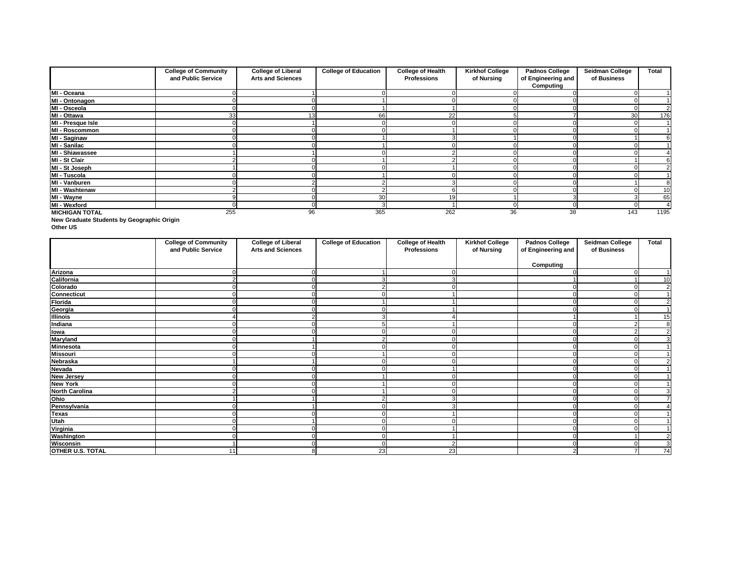| | College of Community and Public Service | College of Liberal Arts and Sciences | College of Education | College of Health Professions | Kirkhof College of Nursing | Padnos College of Engineering and Computing | Seidman College of Business | Total |
|---|---|---|---|---|---|---|---|---|
| MI - Oceana | 0 | 1 | 0 | 0 | 0 | 0 | 0 | 1 |
| MI - Ontonagon | 0 | 0 | 1 | 0 | 0 | 0 | 0 | 1 |
| MI - Osceola | 0 | 0 | 1 | 1 | 0 | 0 | 0 | 2 |
| MI - Ottawa | 33 | 13 | 66 | 22 | 5 | 7 | 30 | 176 |
| MI - Presque Isle | 0 | 1 | 0 | 0 | 0 | 0 | 0 | 1 |
| MI - Roscommon | 0 | 0 | 0 | 1 | 0 | 0 | 0 | 1 |
| MI - Saginaw | 0 | 0 | 1 | 3 | 1 | 0 | 1 | 6 |
| MI - Sanilac | 0 | 0 | 1 | 0 | 0 | 0 | 0 | 1 |
| MI - Shiawassee | 1 | 1 | 0 | 2 | 0 | 0 | 0 | 4 |
| MI - St Clair | 2 | 0 | 1 | 2 | 0 | 0 | 1 | 6 |
| MI - St Joseph | 1 | 0 | 0 | 1 | 0 | 0 | 0 | 2 |
| MI - Tuscola | 0 | 0 | 1 | 0 | 0 | 0 | 0 | 1 |
| MI - Vanburen | 0 | 2 | 2 | 3 | 0 | 0 | 1 | 8 |
| MI - Washtenaw | 2 | 0 | 2 | 6 | 0 | 0 | 0 | 10 |
| MI - Wayne | 9 | 0 | 30 | 19 | 1 | 3 | 3 | 65 |
| MI - Wexford | 0 | 0 | 3 | 1 | 0 | 0 | 0 | 4 |
| MICHIGAN TOTAL | 255 | 96 | 365 | 262 | 36 | 38 | 143 | 1195 |

**New Graduate Students by Geographic Origin**
**Other US**

| | College of Community and Public Service | College of Liberal Arts and Sciences | College of Education | College of Health Professions | Kirkhof College of Nursing | Padnos College of Engineering and Computing | Seidman College of Business | Total |
|---|---|---|---|---|---|---|---|---|
| Arizona | 0 | 0 | 1 | 0 | | 0 | 0 | 1 |
| California | 2 | 0 | 3 | 3 | | 1 | 1 | 10 |
| Colorado | 0 | 0 | 2 | 0 | | 0 | 0 | 2 |
| Connecticut | 0 | 0 | 0 | 1 | | 0 | 0 | 1 |
| Florida | 0 | 0 | 1 | 1 | | 0 | 0 | 2 |
| Georgia | 0 | 0 | 0 | 1 | | 0 | 0 | 1 |
| Illinois | 4 | 2 | 3 | 4 | | 1 | 1 | 15 |
| Indiana | 0 | 0 | 5 | 1 | | 0 | 2 | 8 |
| Iowa | 0 | 0 | 0 | 0 | | 0 | 2 | 2 |
| Maryland | 0 | 1 | 2 | 0 | | 0 | 0 | 3 |
| Minnesota | 0 | 1 | 0 | 0 | | 0 | 0 | 1 |
| Missouri | 0 | 0 | 1 | 0 | | 0 | 0 | 1 |
| Nebraska | 1 | 1 | 0 | 0 | | 0 | 0 | 2 |
| Nevada | 0 | 0 | 0 | 1 | | 0 | 0 | 1 |
| New Jersey | 0 | 0 | 1 | 0 | | 0 | 0 | 1 |
| New York | 0 | 0 | 1 | 0 | | 0 | 0 | 1 |
| North Carolina | 2 | 0 | 1 | 0 | | 0 | 0 | 3 |
| Ohio | 1 | 1 | 2 | 3 | | 0 | 0 | 7 |
| Pennsylvania | 0 | 1 | 0 | 3 | | 0 | 0 | 4 |
| Texas | 0 | 0 | 0 | 1 | | 0 | 0 | 1 |
| Utah | 0 | 1 | 0 | 0 | | 0 | 0 | 1 |
| Virginia | 0 | 0 | 0 | 1 | | 0 | 0 | 1 |
| Washington | 0 | 0 | 0 | 1 | | 0 | 1 | 2 |
| Wisconsin | 1 | 0 | 0 | 2 | | 0 | 0 | 3 |
| OTHER U.S. TOTAL | 11 | 8 | 23 | 23 | | 2 | 7 | 74 |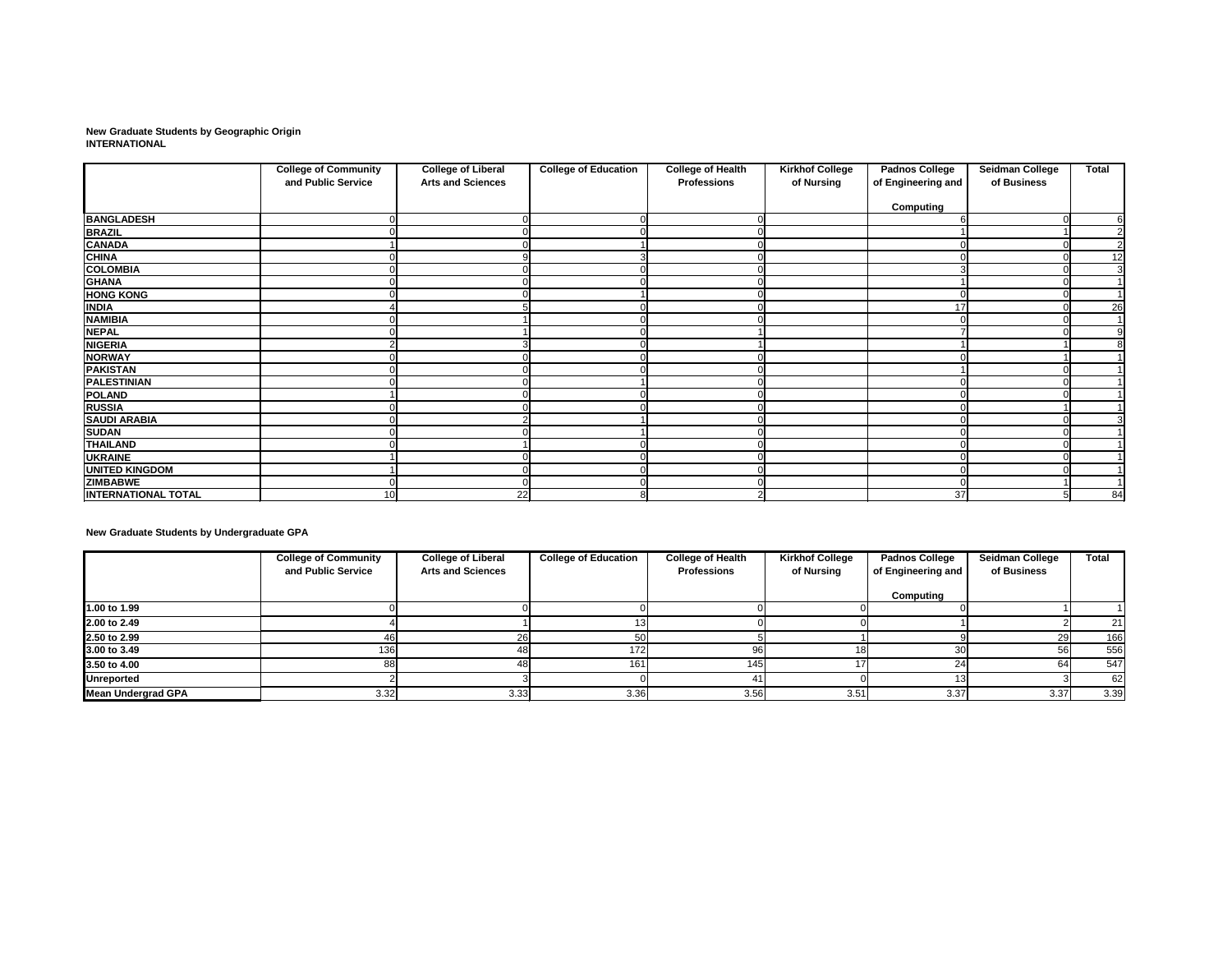**New Graduate Students by Geographic Origin**
**INTERNATIONAL**

| | College of Community and Public Service | College of Liberal Arts and Sciences | College of Education | College of Health Professions | Kirkhof College of Nursing | Padnos College of Engineering and Computing | Seidman College of Business | Total |
|---|---|---|---|---|---|---|---|---|
| **BANGLADESH** | 0 | 0 | 0 | 0 | | 6 | 0 | 6 |
| **BRAZIL** | 0 | 0 | 0 | 0 | | 1 | 1 | 2 |
| **CANADA** | 1 | 0 | 1 | 0 | | 0 | 0 | 2 |
| **CHINA** | 0 | 9 | 3 | 0 | | 0 | 0 | 12 |
| **COLOMBIA** | 0 | 0 | 0 | 0 | | 3 | 0 | 3 |
| **GHANA** | 0 | 0 | 0 | 0 | | 1 | 0 | 1 |
| **HONG KONG** | 0 | 0 | 1 | 0 | | 0 | 0 | 1 |
| **INDIA** | 4 | 5 | 0 | 0 | | 17 | 0 | 26 |
| **NAMIBIA** | 0 | 1 | 0 | 0 | | 0 | 0 | 1 |
| **NEPAL** | 0 | 1 | 0 | 1 | | 7 | 0 | 9 |
| **NIGERIA** | 2 | 3 | 0 | 1 | | 1 | 1 | 8 |
| **NORWAY** | 0 | 0 | 0 | 0 | | 0 | 1 | 1 |
| **PAKISTAN** | 0 | 0 | 0 | 0 | | 1 | 0 | 1 |
| **PALESTINIAN** | 0 | 0 | 1 | 0 | | 0 | 0 | 1 |
| **POLAND** | 1 | 0 | 0 | 0 | | 0 | 0 | 1 |
| **RUSSIA** | 0 | 0 | 0 | 0 | | 0 | 1 | 1 |
| **SAUDI ARABIA** | 0 | 2 | 1 | 0 | | 0 | 0 | 3 |
| **SUDAN** | 0 | 0 | 1 | 0 | | 0 | 0 | 1 |
| **THAILAND** | 0 | 1 | 0 | 0 | | 0 | 0 | 1 |
| **UKRAINE** | 1 | 0 | 0 | 0 | | 0 | 0 | 1 |
| **UNITED KINGDOM** | 1 | 0 | 0 | 0 | | 0 | 0 | 1 |
| **ZIMBABWE** | 0 | 0 | 0 | 0 | | 0 | 1 | 1 |
| **INTERNATIONAL TOTAL** | 10 | 22 | 8 | 2 | | 37 | 5 | 84 |

**New Graduate Students by Undergraduate GPA**

| | College of Community and Public Service | College of Liberal Arts and Sciences | College of Education | College of Health Professions | Kirkhof College of Nursing | Padnos College of Engineering and Computing | Seidman College of Business | Total |
|---|---|---|---|---|---|---|---|---|
| **1.00 to 1.99** | 0 | 0 | 0 | 0 | 0 | 0 | 1 | 1 |
| **2.00 to 2.49** | 4 | 1 | 13 | 0 | 0 | 1 | 2 | 21 |
| **2.50 to 2.99** | 46 | 26 | 50 | 5 | 1 | 9 | 29 | 166 |
| **3.00 to 3.49** | 136 | 48 | 172 | 96 | 18 | 30 | 56 | 556 |
| **3.50 to 4.00** | 88 | 48 | 161 | 145 | 17 | 24 | 64 | 547 |
| **Unreported** | 2 | 3 | 0 | 41 | 0 | 13 | 3 | 62 |
| **Mean Undergrad GPA** | 3.32 | 3.33 | 3.36 | 3.56 | 3.51 | 3.37 | 3.37 | 3.39 |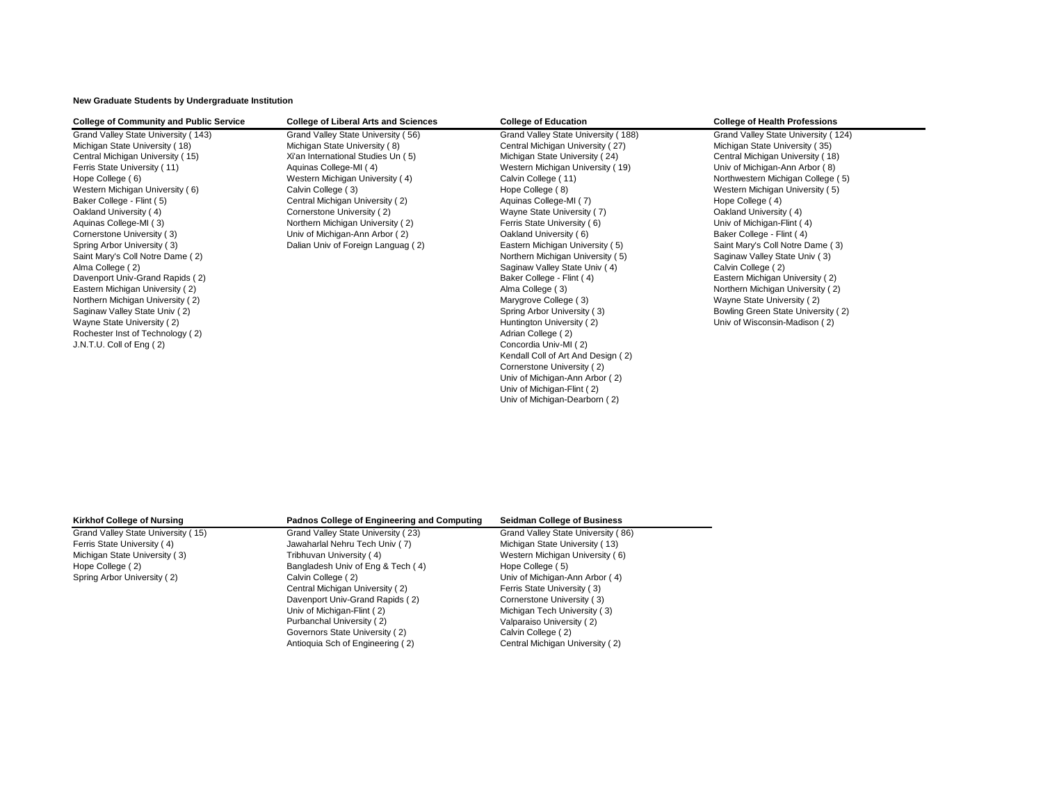**New Graduate Students by Undergraduate Institution**

| College of Community and Public Service | College of Liberal Arts and Sciences | College of Education | College of Health Professions |
|---|---|---|---|
| Grand Valley State University ( 143) | Grand Valley State University ( 56) | Grand Valley State University ( 188) | Grand Valley State University ( 124) |
| Michigan State University ( 18) | Michigan State University ( 8) | Central Michigan University ( 27) | Michigan State University ( 35) |
| Central Michigan University ( 15) | Xi'an International Studies Un ( 5) | Michigan State University ( 24) | Central Michigan University ( 18) |
| Ferris State University ( 11) | Aquinas College-MI ( 4) | Western Michigan University ( 19) | Univ of Michigan-Ann Arbor ( 8) |
| Hope College ( 6) | Western Michigan University ( 4) | Calvin College ( 11) | Northwestern Michigan College ( 5) |
| Western Michigan University ( 6) | Calvin College ( 3) | Hope College ( 8) | Western Michigan University ( 5) |
| Baker College - Flint ( 5) | Central Michigan University ( 2) | Aquinas College-MI ( 7) | Hope College ( 4) |
| Oakland University ( 4) | Cornerstone University ( 2) | Wayne State University ( 7) | Oakland University ( 4) |
| Aquinas College-MI ( 3) | Northern Michigan University ( 2) | Ferris State University ( 6) | Univ of Michigan-Flint ( 4) |
| Cornerstone University ( 3) | Univ of Michigan-Ann Arbor ( 2) | Oakland University ( 6) | Baker College - Flint ( 4) |
| Spring Arbor University ( 3) | Dalian Univ of Foreign Languag ( 2) | Eastern Michigan University ( 5) | Saint Mary's Coll Notre Dame ( 3) |
| Saint Mary's Coll Notre Dame ( 2) | | Northern Michigan University ( 5) | Saginaw Valley State Univ ( 3) |
| Alma College ( 2) | | Saginaw Valley State Univ ( 4) | Calvin College ( 2) |
| Davenport Univ-Grand Rapids ( 2) | | Baker College - Flint ( 4) | Eastern Michigan University ( 2) |
| Eastern Michigan University ( 2) | | Alma College ( 3) | Northern Michigan University ( 2) |
| Northern Michigan University ( 2) | | Marygrove College ( 3) | Wayne State University ( 2) |
| Saginaw Valley State Univ ( 2) | | Spring Arbor University ( 3) | Bowling Green State University ( 2) |
| Wayne State University ( 2) | | Huntington University ( 2) | Univ of Wisconsin-Madison ( 2) |
| Rochester Inst of Technology ( 2) | | Adrian College ( 2) | |
| J.N.T.U. Coll of Eng ( 2) | | Concordia Univ-MI ( 2) | |
| | | Kendall Coll of Art And Design ( 2) | |
| | | Cornerstone University ( 2) | |
| | | Univ of Michigan-Ann Arbor ( 2) | |
| | | Univ of Michigan-Flint ( 2) | |
| | | Univ of Michigan-Dearborn ( 2) | |

| Kirkhof College of Nursing | Padnos College of Engineering and Computing | Seidman College of Business |
|---|---|---|
| Grand Valley State University ( 15) | Grand Valley State University ( 23) | Grand Valley State University ( 86) |
| Ferris State University ( 4) | Jawaharlal Nehru Tech Univ ( 7) | Michigan State University ( 13) |
| Michigan State University ( 3) | Tribhuvan University ( 4) | Western Michigan University ( 6) |
| Hope College ( 2) | Bangladesh Univ of Eng & Tech ( 4) | Hope College ( 5) |
| Spring Arbor University ( 2) | Calvin College ( 2) | Univ of Michigan-Ann Arbor ( 4) |
| | Central Michigan University ( 2) | Ferris State University ( 3) |
| | Davenport Univ-Grand Rapids ( 2) | Cornerstone University ( 3) |
| | Univ of Michigan-Flint ( 2) | Michigan Tech University ( 3) |
| | Purbanchal University ( 2) | Valparaiso University ( 2) |
| | Governors State University ( 2) | Calvin College ( 2) |
| | Antioquia Sch of Engineering ( 2) | Central Michigan University ( 2) |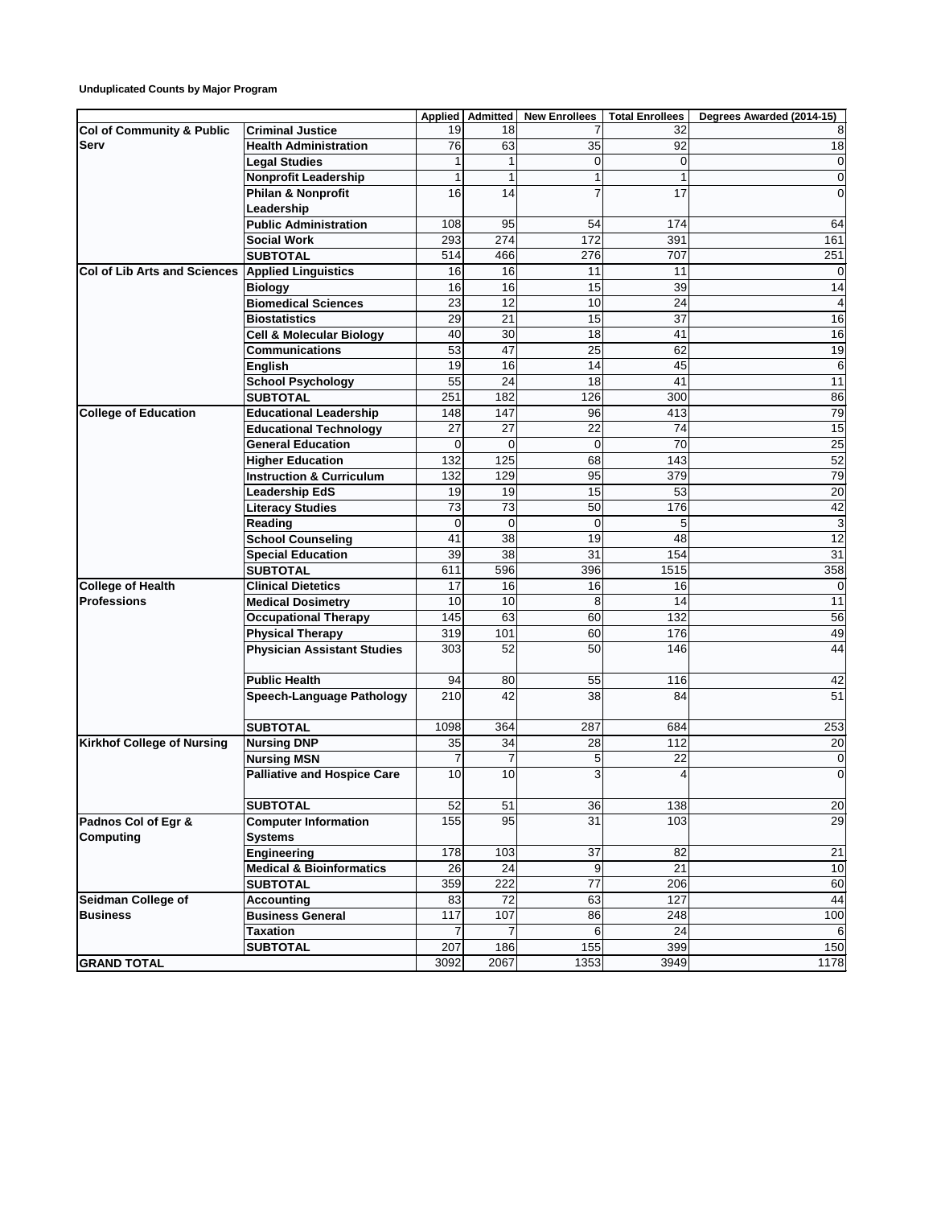**Unduplicated Counts by Major Program**

| | | Applied | Admitted | New Enrollees | Total Enrollees | Degrees Awarded (2014-15) |
|---|---|---|---|---|---|---|
| **Col of Community & Public Serv** | **Criminal Justice** | 19 | 18 | 7 | 32 | 8 |
| | **Health Administration** | 76 | 63 | 35 | 92 | 18 |
| | **Legal Studies** | 1 | 1 | 0 | 0 | 0 |
| | **Nonprofit Leadership** | 1 | 1 | 1 | 1 | 0 |
| | **Philan & Nonprofit Leadership** | 16 | 14 | 7 | 17 | 0 |
| | **Public Administration** | 108 | 95 | 54 | 174 | 64 |
| | **Social Work** | 293 | 274 | 172 | 391 | 161 |
| | **SUBTOTAL** | 514 | 466 | 276 | 707 | 251 |
| **Col of Lib Arts and Sciences** | **Applied Linguistics** | 16 | 16 | 11 | 11 | 0 |
| | **Biology** | 16 | 16 | 15 | 39 | 14 |
| | **Biomedical Sciences** | 23 | 12 | 10 | 24 | 4 |
| | **Biostatistics** | 29 | 21 | 15 | 37 | 16 |
| | **Cell & Molecular Biology** | 40 | 30 | 18 | 41 | 16 |
| | **Communications** | 53 | 47 | 25 | 62 | 19 |
| | **English** | 19 | 16 | 14 | 45 | 6 |
| | **School Psychology** | 55 | 24 | 18 | 41 | 11 |
| | **SUBTOTAL** | 251 | 182 | 126 | 300 | 86 |
| **College of Education** | **Educational Leadership** | 148 | 147 | 96 | 413 | 79 |
| | **Educational Technology** | 27 | 27 | 22 | 74 | 15 |
| | **General Education** | 0 | 0 | 0 | 70 | 25 |
| | **Higher Education** | 132 | 125 | 68 | 143 | 52 |
| | **Instruction & Curriculum** | 132 | 129 | 95 | 379 | 79 |
| | **Leadership EdS** | 19 | 19 | 15 | 53 | 20 |
| | **Literacy Studies** | 73 | 73 | 50 | 176 | 42 |
| | **Reading** | 0 | 0 | 0 | 5 | 3 |
| | **School Counseling** | 41 | 38 | 19 | 48 | 12 |
| | **Special Education** | 39 | 38 | 31 | 154 | 31 |
| | **SUBTOTAL** | 611 | 596 | 396 | 1515 | 358 |
| **College of Health Professions** | **Clinical Dietetics** | 17 | 16 | 16 | 16 | 0 |
| | **Medical Dosimetry** | 10 | 10 | 8 | 14 | 11 |
| | **Occupational Therapy** | 145 | 63 | 60 | 132 | 56 |
| | **Physical Therapy** | 319 | 101 | 60 | 176 | 49 |
| | **Physician Assistant Studies** | 303 | 52 | 50 | 146 | 44 |
| | **Public Health** | 94 | 80 | 55 | 116 | 42 |
| | **Speech-Language Pathology** | 210 | 42 | 38 | 84 | 51 |
| | **SUBTOTAL** | 1098 | 364 | 287 | 684 | 253 |
| **Kirkhof College of Nursing** | **Nursing DNP** | 35 | 34 | 28 | 112 | 20 |
| | **Nursing MSN** | 7 | 7 | 5 | 22 | 0 |
| | **Palliative and Hospice Care** | 10 | 10 | 3 | 4 | 0 |
| | **SUBTOTAL** | 52 | 51 | 36 | 138 | 20 |
| **Padnos Col of Egr & Computing** | **Computer Information Systems** | 155 | 95 | 31 | 103 | 29 |
| | **Engineering** | 178 | 103 | 37 | 82 | 21 |
| | **Medical & Bioinformatics** | 26 | 24 | 9 | 21 | 10 |
| | **SUBTOTAL** | 359 | 222 | 77 | 206 | 60 |
| **Seidman College of Business** | **Accounting** | 83 | 72 | 63 | 127 | 44 |
| | **Business General** | 117 | 107 | 86 | 248 | 100 |
| | **Taxation** | 7 | 7 | 6 | 24 | 6 |
| | **SUBTOTAL** | 207 | 186 | 155 | 399 | 150 |
| **GRAND TOTAL** | | 3092 | 2067 | 1353 | 3949 | 1178 |